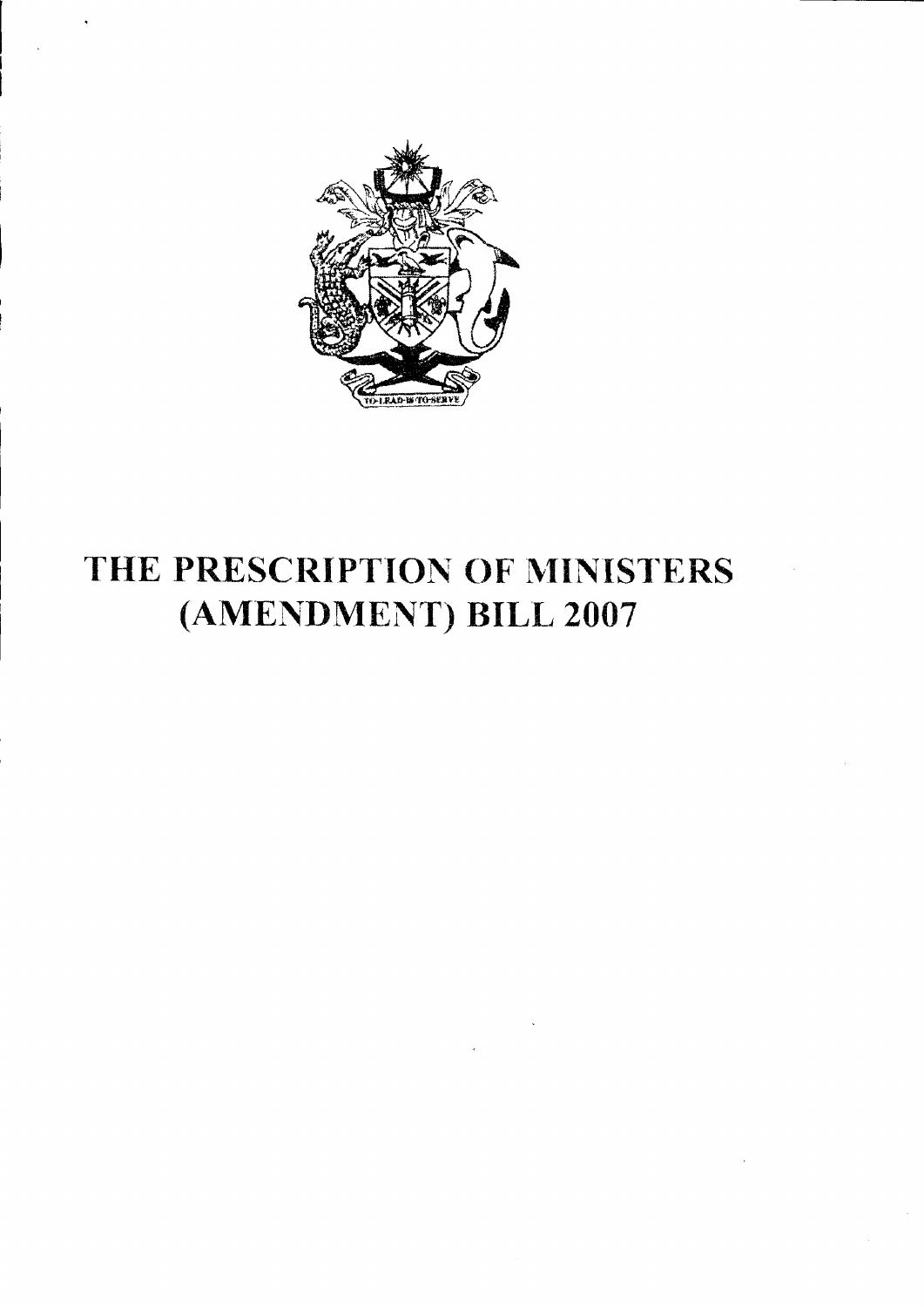# THE PRESCRIPTION OF MINISTERS (AMENDMENT) BILL 2007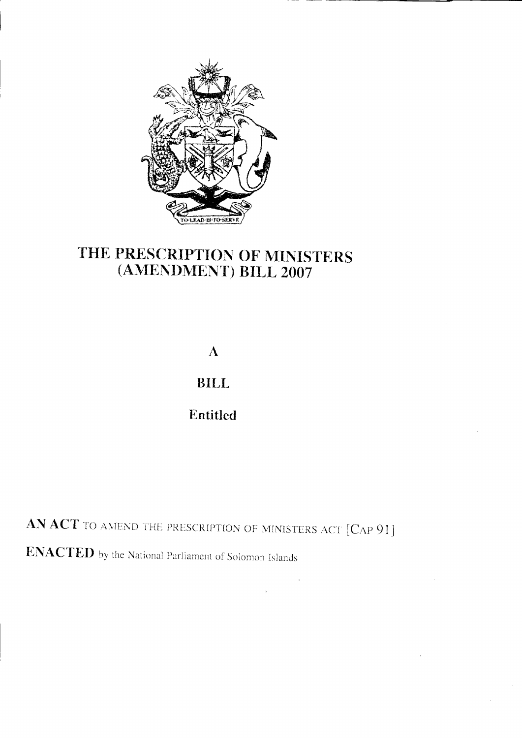# THE PRESCRIPTION OF MINISTERS (AMENDMENT) BILL 2007

A

BILL

Entitled

**AN ACT** TO AMEND THE PRESCRIPTION OF MINISTERS ACT [CAP 91]

**ENACTED** by the National Parliament of Solomon Islands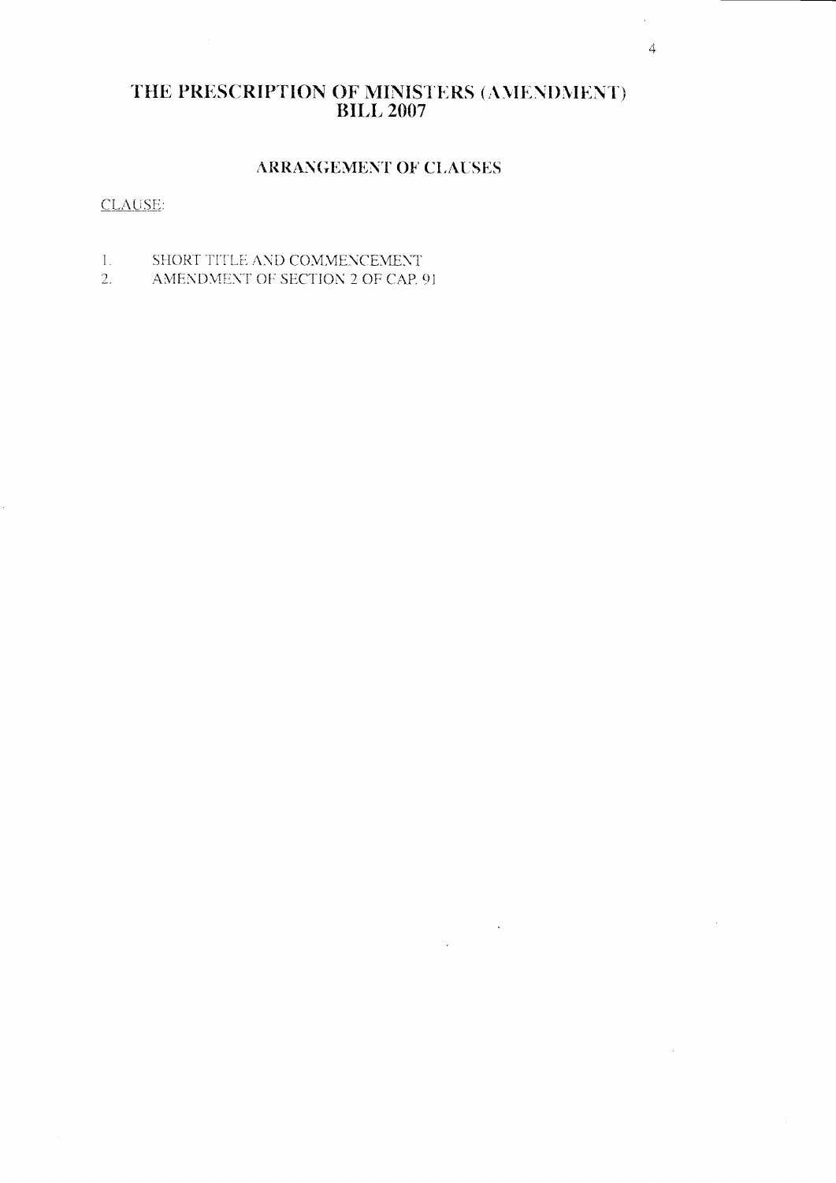# THE PRESCRIPTION OF MINISTERS (AMENDMENT) BILL 2007

## ARRANGEMENT OF CLAUSES

CLAUSE:

1. SHORT TITLE AND COMMENCEMENT
2. AMENDMENT OF SECTION 2 OF CAP. 91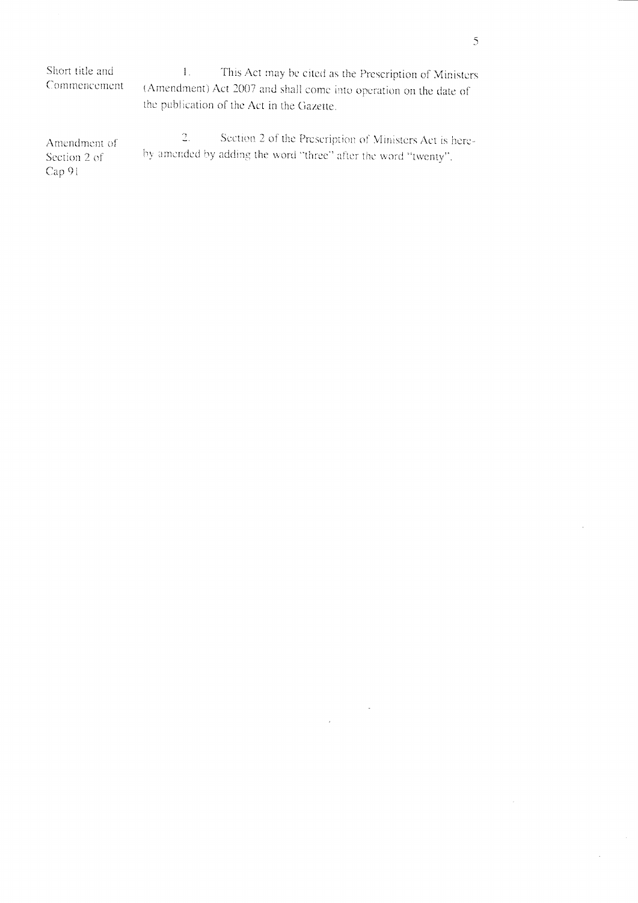**Short title and Commencement**

1. This Act may be cited as the Prescription of Ministers (Amendment) Act 2007 and shall come into operation on the date of the publication of the Act in the Gazette.

**Amendment of Section 2 of Cap 91**

2. Section 2 of the Prescription of Ministers Act is hereby amended by adding the word "three" after the word "twenty".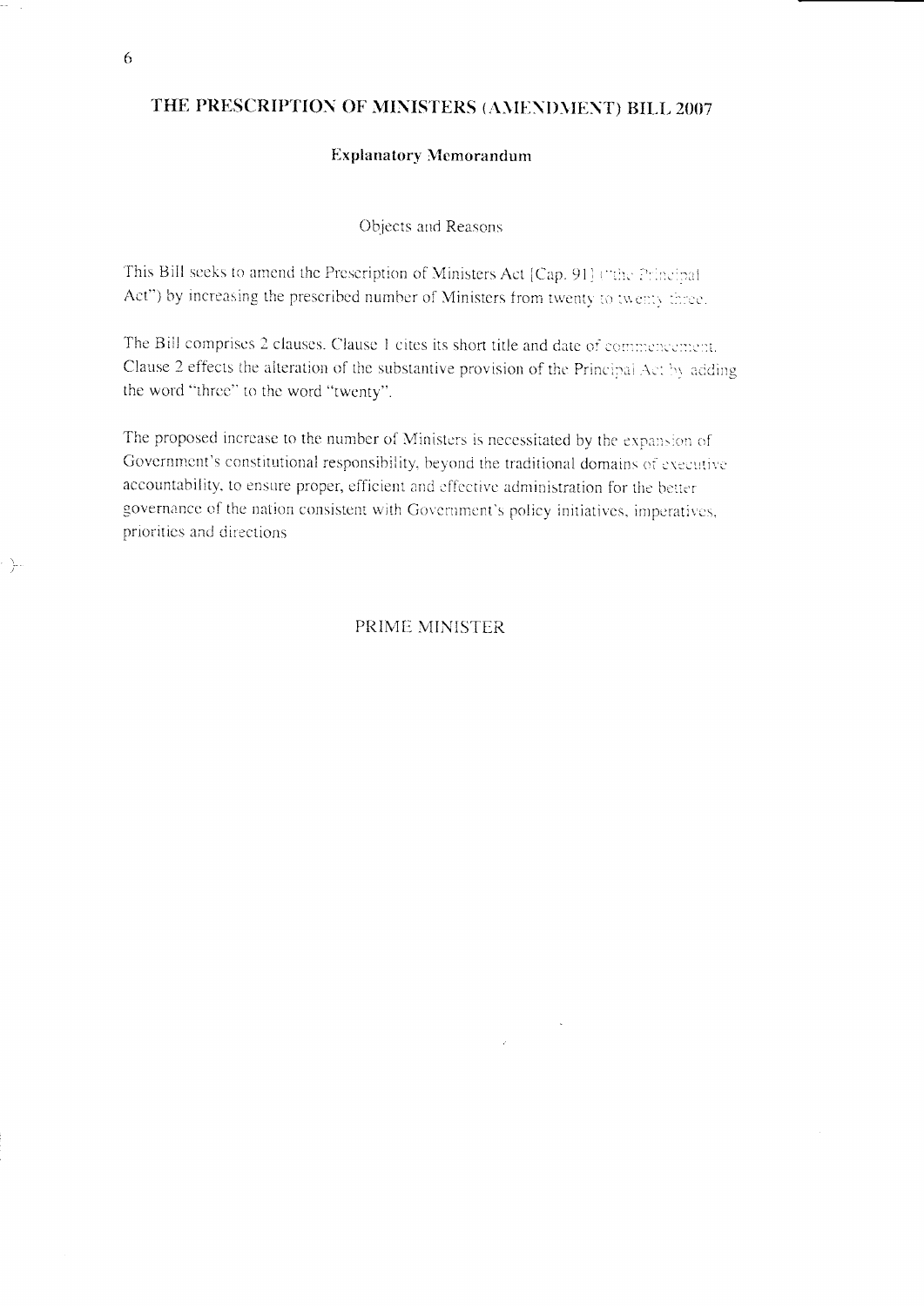# THE PRESCRIPTION OF MINISTERS (AMENDMENT) BILL 2007

## Explanatory Memorandum

### Objects and Reasons

This Bill seeks to amend the Prescription of Ministers Act [Cap. 91] ("the Principal Act") by increasing the prescribed number of Ministers from twenty to twenty three.

The Bill comprises 2 clauses. Clause 1 cites its short title and date of commencement. Clause 2 effects the alteration of the substantive provision of the Principal Act by adding the word "three" to the word "twenty".

The proposed increase to the number of Ministers is necessitated by the expansion of Government's constitutional responsibility, beyond the traditional domains of executive accountability, to ensure proper, efficient and effective administration for the better governance of the nation consistent with Government's policy initiatives, imperatives, priorities and directions

PRIME MINISTER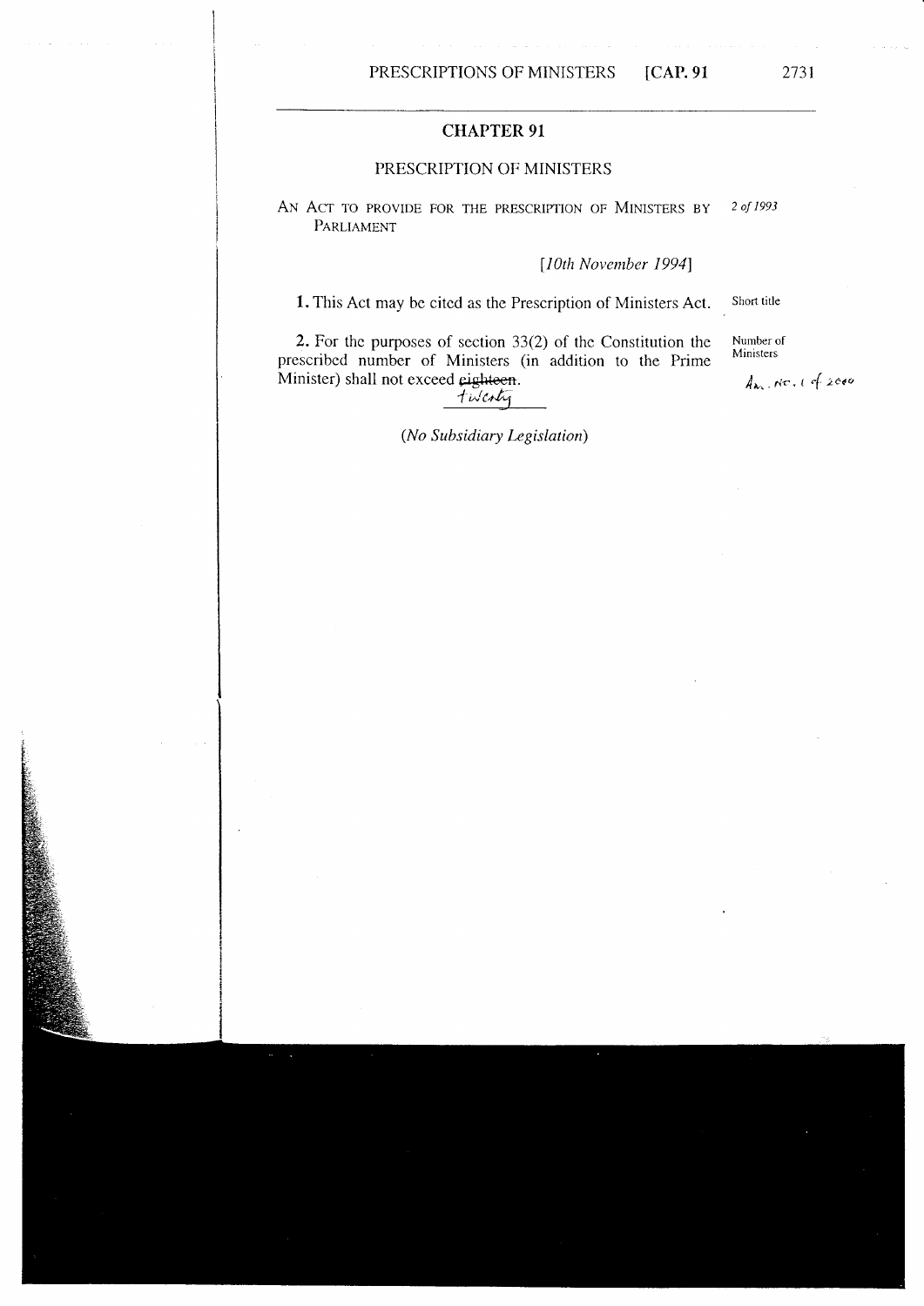## CHAPTER 91

### PRESCRIPTION OF MINISTERS

AN ACT TO PROVIDE FOR THE PRESCRIPTION OF MINISTERS BY PARLIAMENT — *2 of 1993*

*[10th November 1994]*

**1.** This Act may be cited as the Prescription of Ministers Act. — Short title

**2.** For the purposes of section 33(2) of the Constitution the prescribed number of Ministers (in addition to the Prime Minister) shall not exceed ~~eighteen~~ twenty. — Number of Ministers — Am. No. 1 of 2000

*(No Subsidiary Legislation)*